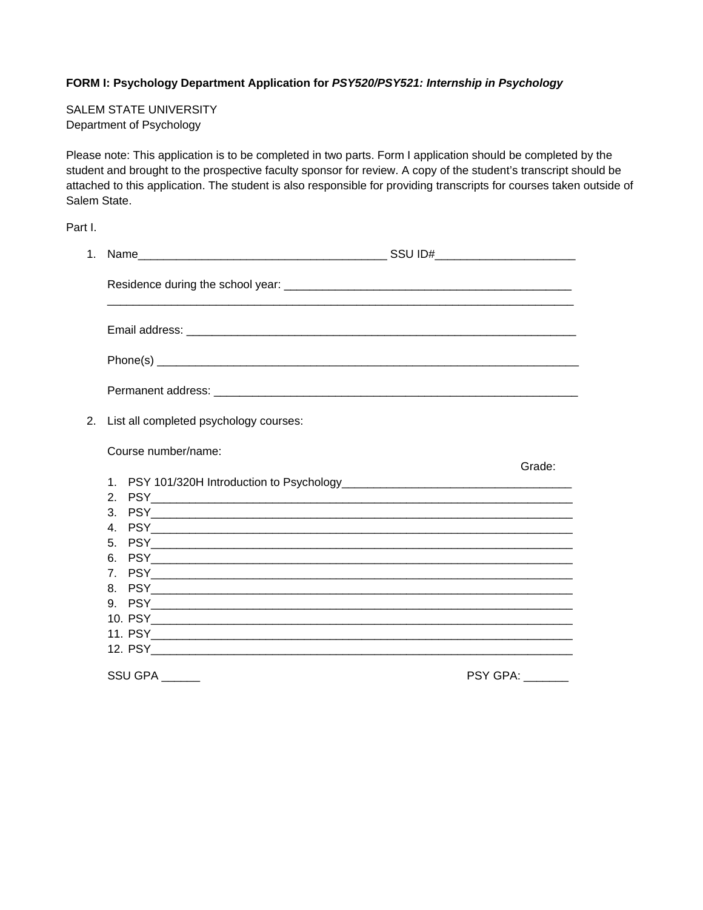**FORM I: Psychology Department Application for *PSY520/PSY521: Internship in Psychology***

SALEM STATE UNIVERSITY
Department of Psychology

Please note: This application is to be completed in two parts. Form I application should be completed by the student and brought to the prospective faculty sponsor for review. A copy of the student's transcript should be attached to this application. The student is also responsible for providing transcripts for courses taken outside of Salem State.

Part I.

1. Name_______________________________________ SSU ID#_____________________

   Residence during the school year: ____________________________________________
   ________________________________________________________________________

   Email address: ____________________________________________________________

   Phone(s) _________________________________________________________________

   Permanent address: ________________________________________________________

2. List all completed psychology courses:

   Course number/name:

   Grade:

   1. PSY 101/320H Introduction to Psychology___________________________________
   2. PSY___________________________________________________________________
   3. PSY___________________________________________________________________
   4. PSY___________________________________________________________________
   5. PSY___________________________________________________________________
   6. PSY___________________________________________________________________
   7. PSY___________________________________________________________________
   8. PSY___________________________________________________________________
   9. PSY___________________________________________________________________
   10. PSY___________________________________________________________________
   11. PSY___________________________________________________________________
   12. PSY___________________________________________________________________

   SSU GPA ______ PSY GPA: _______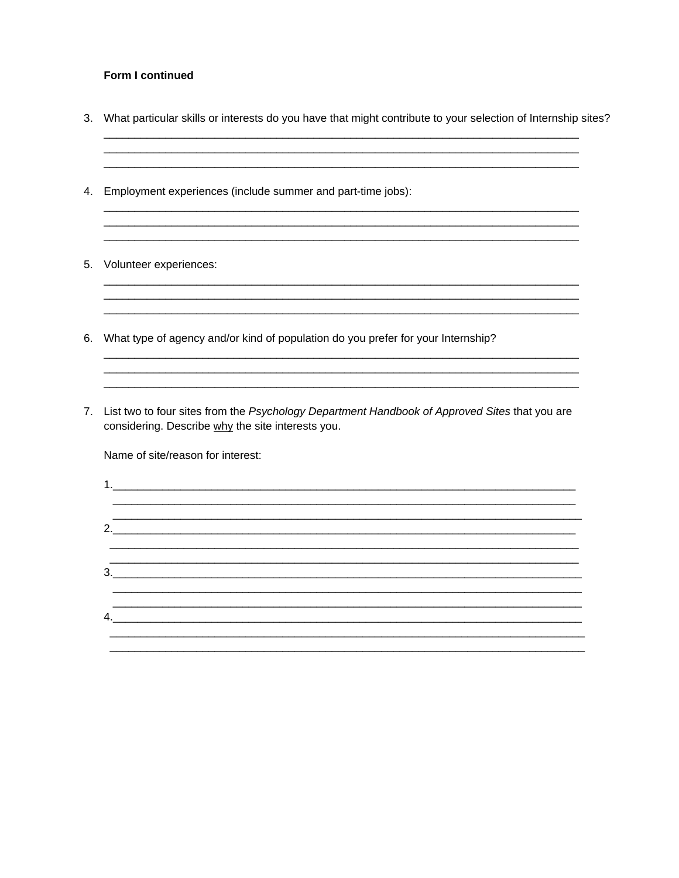**Form I continued**

3. What particular skills or interests do you have that might contribute to your selection of Internship sites?
   ________________________________________________________________________________
   ________________________________________________________________________________
   ________________________________________________________________________________

4. Employment experiences (include summer and part-time jobs):
   ________________________________________________________________________________
   ________________________________________________________________________________
   ________________________________________________________________________________

5. Volunteer experiences:
   ________________________________________________________________________________
   ________________________________________________________________________________
   ________________________________________________________________________________

6. What type of agency and/or kind of population do you prefer for your Internship?
   ________________________________________________________________________________
   ________________________________________________________________________________
   ________________________________________________________________________________

7. List two to four sites from the *Psychology Department Handbook of Approved Sites* that you are considering. Describe <u>why</u> the site interests you.

   Name of site/reason for interest:

   1.______________________________________________________________________________
   ________________________________________________________________________________
   ________________________________________________________________________________

   2.______________________________________________________________________________
   ________________________________________________________________________________
   ________________________________________________________________________________

   3.______________________________________________________________________________
   ________________________________________________________________________________
   ________________________________________________________________________________

   4.______________________________________________________________________________
   ________________________________________________________________________________
   ________________________________________________________________________________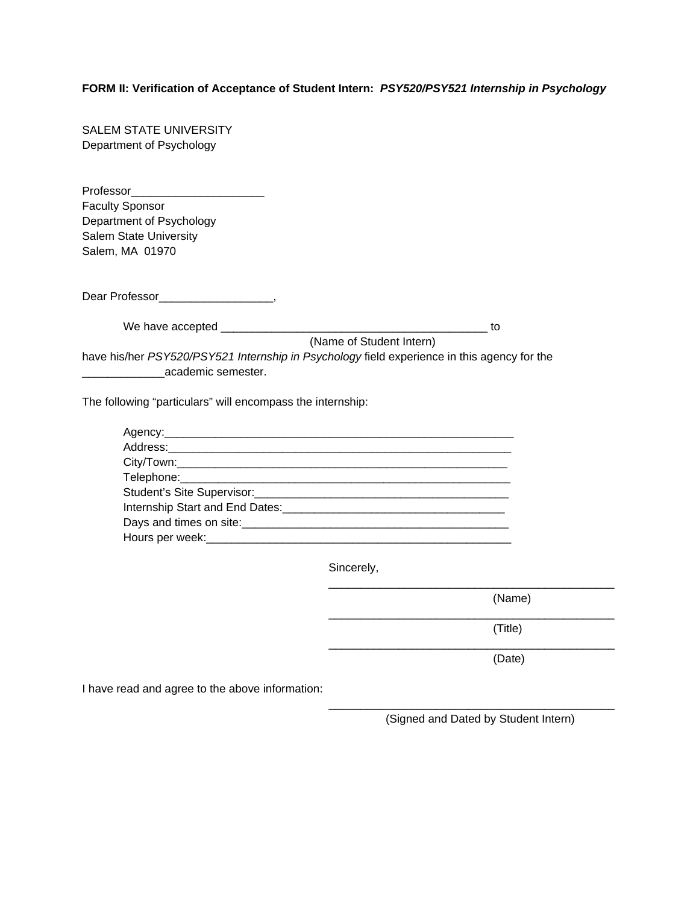**FORM II: Verification of Acceptance of Student Intern:** ***PSY520/PSY521 Internship in Psychology***

SALEM STATE UNIVERSITY
Department of Psychology

Professor____________________
Faculty Sponsor
Department of Psychology
Salem State University
Salem, MA 01970

Dear Professor__________________,

We have accepted ________________________________________ to
(Name of Student Intern)
have his/her *PSY520/PSY521 Internship in Psychology* field experience in this agency for the _____________academic semester.

The following "particulars" will encompass the internship:

Agency:_____________________________________________________
Address:____________________________________________________
City/Town:__________________________________________________
Telephone:__________________________________________________
Student's Site Supervisor:_______________________________________
Internship Start and End Dates:___________________________________
Days and times on site:__________________________________________
Hours per week:______________________________________________

Sincerely,

_____________________________________________
(Name)

_____________________________________________
(Title)

_____________________________________________
(Date)

I have read and agree to the above information:

_____________________________________________
(Signed and Dated by Student Intern)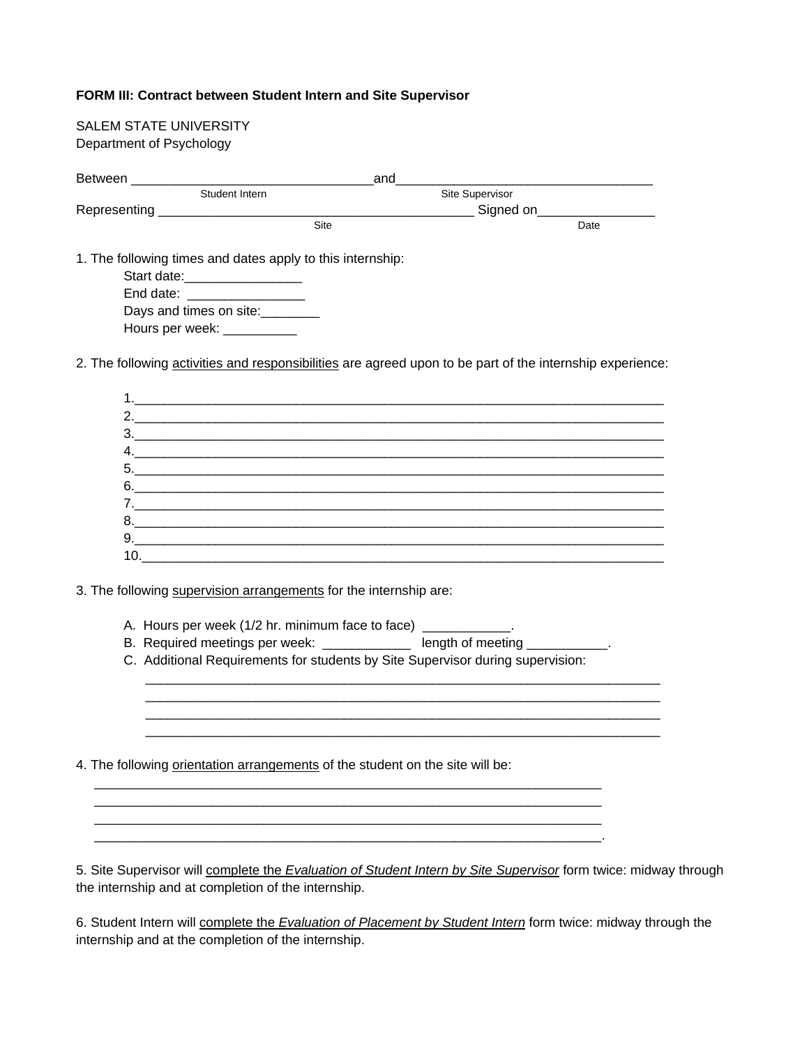**FORM III: Contract between Student Intern and Site Supervisor**

SALEM STATE UNIVERSITY
Department of Psychology

Between ________________________________and__________________________________
Student Intern Site Supervisor

Representing __________________________________________ Signed on________________
Site Date

1. The following times and dates apply to this internship:
   - Start date:________________
   - End date: ________________
   - Days and times on site:________
   - Hours per week: __________

2. The following <u>activities and responsibilities</u> are agreed upon to be part of the internship experience:

   1.________________________________________________________________________
   2.________________________________________________________________________
   3.________________________________________________________________________
   4.________________________________________________________________________
   5.________________________________________________________________________
   6.________________________________________________________________________
   7.________________________________________________________________________
   8.________________________________________________________________________
   9.________________________________________________________________________
   10._______________________________________________________________________

3. The following <u>supervision arrangements</u> for the internship are:

   A. Hours per week (1/2 hr. minimum face to face) ____________.
   B. Required meetings per week: ____________ length of meeting ___________.
   C. Additional Requirements for students by Site Supervisor during supervision:
   ______________________________________________________________________
   ______________________________________________________________________
   ______________________________________________________________________
   ______________________________________________________________________

4. The following <u>orientation arrangements</u> of the student on the site will be:
______________________________________________________________________
______________________________________________________________________
______________________________________________________________________
______________________________________________________________________.

5. Site Supervisor will <u>complete the *Evaluation of Student Intern by Site Supervisor*</u> form twice: midway through the internship and at completion of the internship.

6. Student Intern will <u>complete the *Evaluation of Placement by Student Intern*</u> form twice: midway through the internship and at the completion of the internship.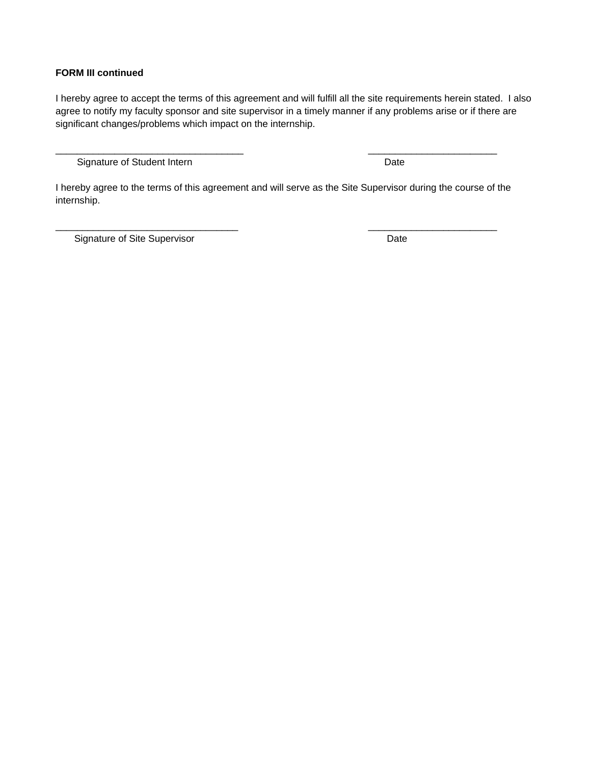**FORM III continued**

I hereby agree to accept the terms of this agreement and will fulfill all the site requirements herein stated. I also agree to notify my faculty sponsor and site supervisor in a timely manner if any problems arise or if there are significant changes/problems which impact on the internship.

___________________________________ ________________________

Signature of Student Intern Date

I hereby agree to the terms of this agreement and will serve as the Site Supervisor during the course of the internship.

__________________________________ ________________________

Signature of Site Supervisor Date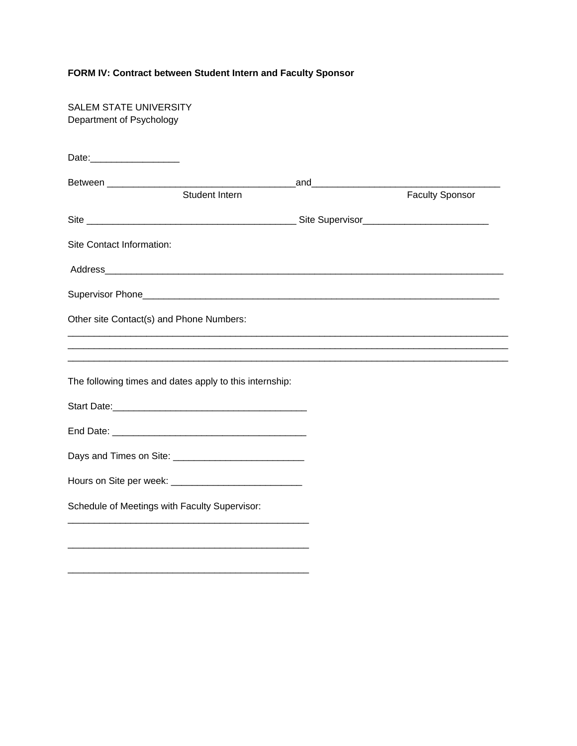**FORM IV: Contract between Student Intern and Faculty Sponsor**

SALEM STATE UNIVERSITY
Department of Psychology

Date:_________________

Between _____________________________________and_____________________________________
Student Intern Faculty Sponsor

Site ___________________________________________ Site Supervisor_________________________

Site Contact Information:

Address_________________________________________________________________________________

Supervisor Phone________________________________________________________________________

Other site Contact(s) and Phone Numbers:
_________________________________________________________________________________________
_________________________________________________________________________________________
_________________________________________________________________________________________

The following times and dates apply to this internship:

Start Date:______________________________________

End Date: ______________________________________

Days and Times on Site: _________________________

Hours on Site per week: _________________________

Schedule of Meetings with Faculty Supervisor:
_______________________________________________

_______________________________________________

_______________________________________________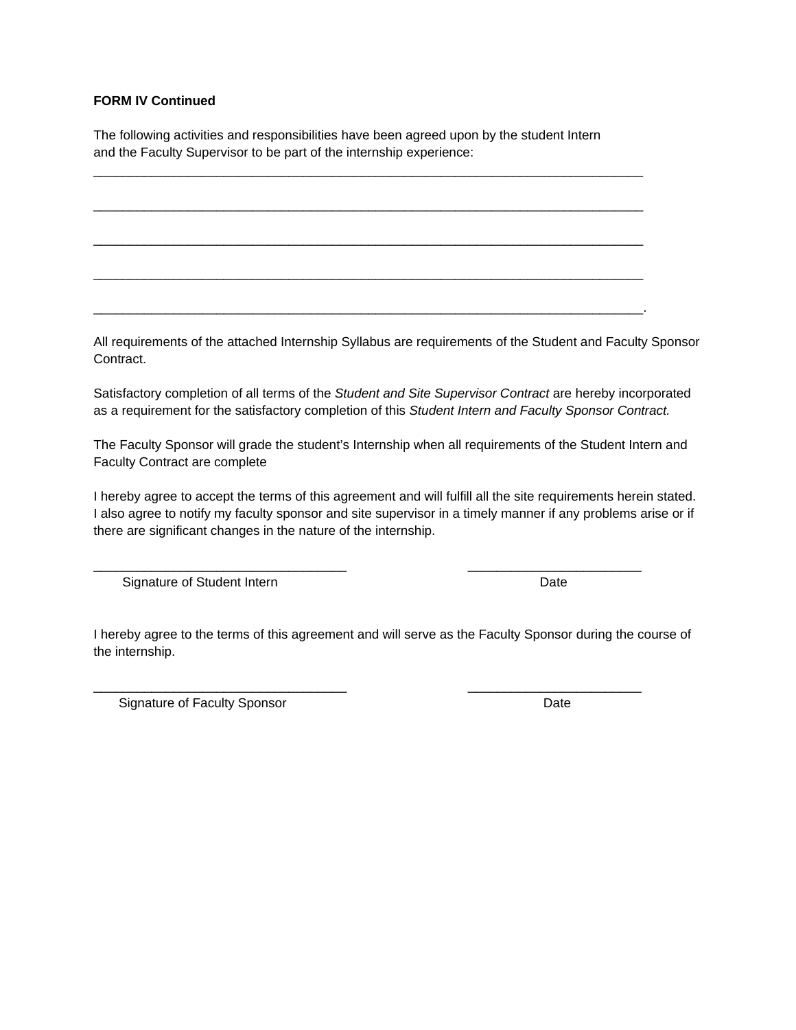**FORM IV Continued**

The following activities and responsibilities have been agreed upon by the student Intern and the Faculty Supervisor to be part of the internship experience:

______________________________________________________________________________

______________________________________________________________________________

______________________________________________________________________________

______________________________________________________________________________

______________________________________________________________________________.

All requirements of the attached Internship Syllabus are requirements of the Student and Faculty Sponsor Contract.

Satisfactory completion of all terms of the *Student and Site Supervisor Contract* are hereby incorporated as a requirement for the satisfactory completion of this *Student Intern and Faculty Sponsor Contract.*

The Faculty Sponsor will grade the student's Internship when all requirements of the Student Intern and Faculty Contract are complete

I hereby agree to accept the terms of this agreement and will fulfill all the site requirements herein stated. I also agree to notify my faculty sponsor and site supervisor in a timely manner if any problems arise or if there are significant changes in the nature of the internship.

___________________________________ ________________________

Signature of Student Intern Date

I hereby agree to the terms of this agreement and will serve as the Faculty Sponsor during the course of the internship.

___________________________________ ________________________

Signature of Faculty Sponsor Date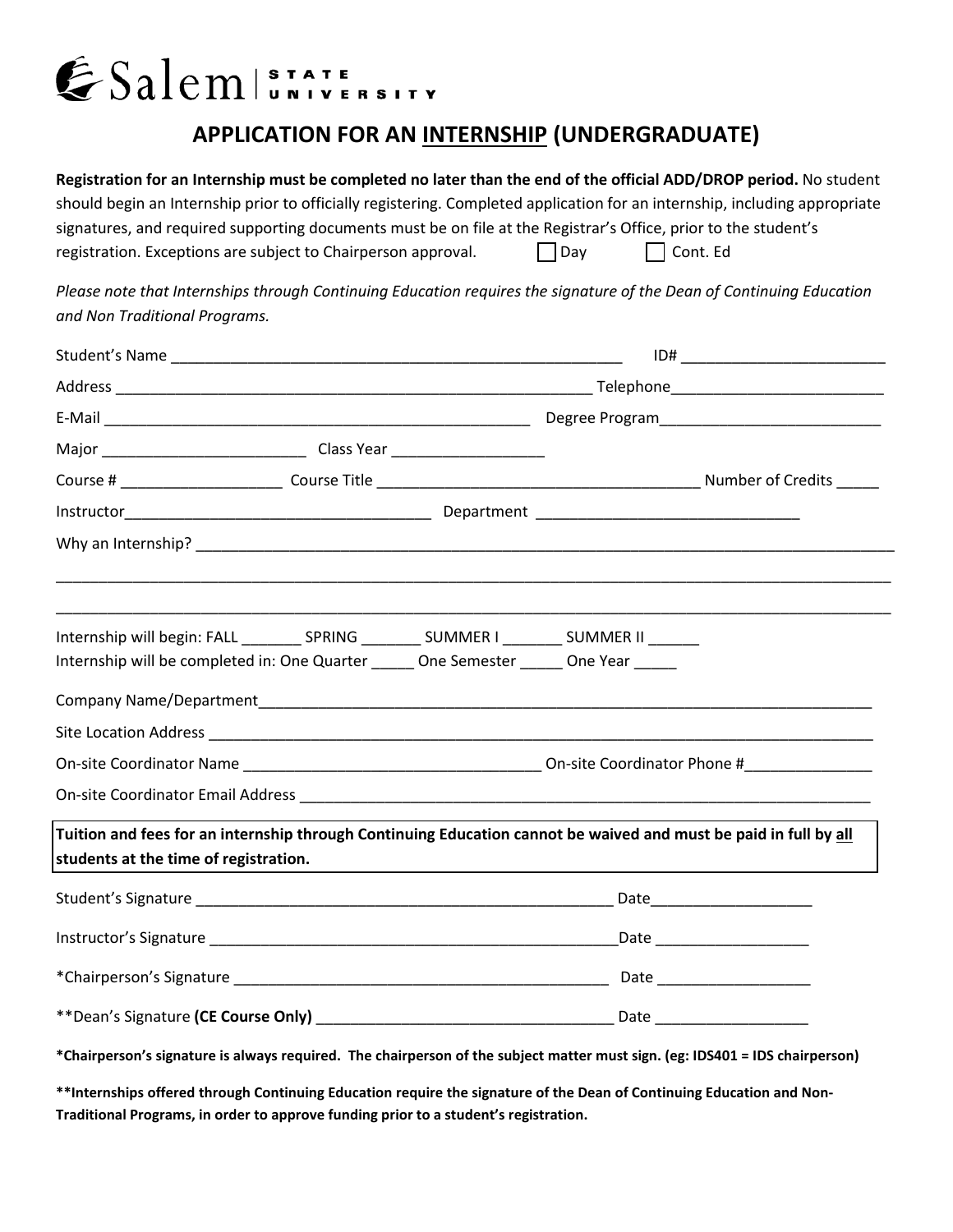Salem | STATE UNIVERSITY

# APPLICATION FOR AN INTERNSHIP (UNDERGRADUATE)

**Registration for an Internship must be completed no later than the end of the official ADD/DROP period.** No student should begin an Internship prior to officially registering. Completed application for an internship, including appropriate signatures, and required supporting documents must be on file at the Registrar's Office, prior to the student's registration. Exceptions are subject to Chairperson approval. ☐ Day ☐ Cont. Ed

*Please note that Internships through Continuing Education requires the signature of the Dean of Continuing Education and Non Traditional Programs.*

Student's Name ______________________________________________________ ID# ________________________

Address _________________________________________________________ Telephone_________________________

E-Mail ___________________________________________________ Degree Program__________________________

Major ________________________ Class Year __________________

Course # __________________ Course Title ______________________________________ Number of Credits _____

Instructor____________________________________ Department ______________________________

Why an Internship? _______________________________________________________________________________

_____________________________________________________________________________________________

_____________________________________________________________________________________________

Internship will begin: FALL _______ SPRING _______ SUMMER I _______ SUMMER II ______

Internship will be completed in: One Quarter _____ One Semester _____ One Year _____

Company Name/Department___________________________________________________________________________

Site Location Address _______________________________________________________________________________

On-site Coordinator Name ___________________________________ On-site Coordinator Phone #_______________

On-site Coordinator Email Address _____________________________________________________________________

**Tuition and fees for an internship through Continuing Education cannot be waived and must be paid in full by all students at the time of registration.**

Student's Signature __________________________________________________ Date___________________

Instructor's Signature __________________________________________________Date __________________

*Chairperson's Signature _____________________________________________ Date __________________

**Dean's Signature **(CE Course Only)** ___________________________________ Date __________________

**\*Chairperson's signature is always required. The chairperson of the subject matter must sign. (eg: IDS401 = IDS chairperson)**

**\*\*Internships offered through Continuing Education require the signature of the Dean of Continuing Education and Non-Traditional Programs, in order to approve funding prior to a student's registration.**